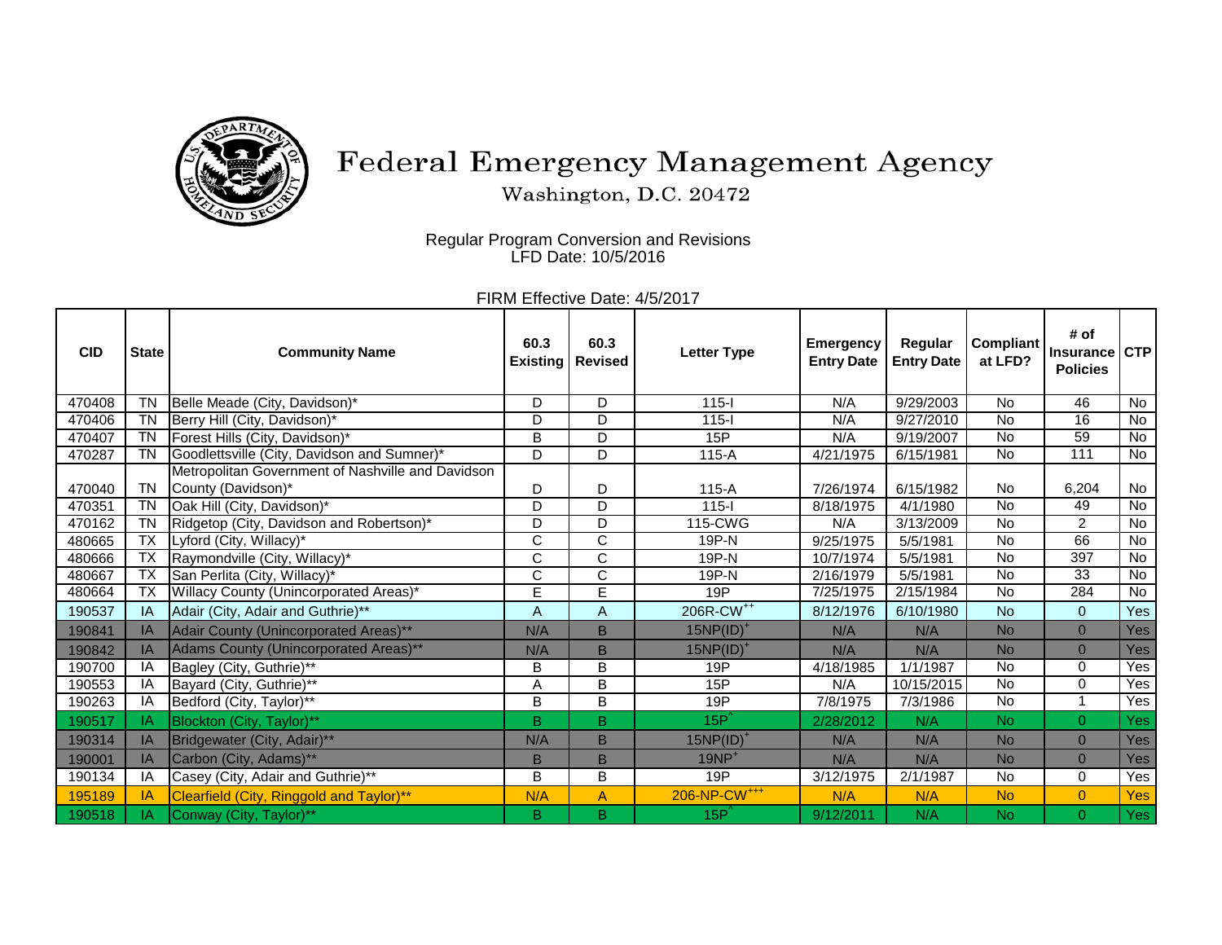# Federal Emergency Management Agency

Washington, D.C. 20472

Regular Program Conversion and Revisions
LFD Date: 10/5/2016

FIRM Effective Date: 4/5/2017

| CID | State | Community Name | 60.3 Existing | 60.3 Revised | Letter Type | Emergency Entry Date | Regular Entry Date | Compliant at LFD? | # of Insurance Policies | CTP |
|---|---|---|---|---|---|---|---|---|---|---|
| 470408 | TN | Belle Meade (City, Davidson)* | D | D | 115-I | N/A | 9/29/2003 | No | 46 | No |
| 470406 | TN | Berry Hill (City, Davidson)* | D | D | 115-I | N/A | 9/27/2010 | No | 16 | No |
| 470407 | TN | Forest Hills (City, Davidson)* | B | D | 15P | N/A | 9/19/2007 | No | 59 | No |
| 470287 | TN | Goodlettsville (City, Davidson and Sumner)* | D | D | 115-A | 4/21/1975 | 6/15/1981 | No | 111 | No |
| 470040 | TN | Metropolitan Government of Nashville and Davidson County (Davidson)* | D | D | 115-A | 7/26/1974 | 6/15/1982 | No | 6,204 | No |
| 470351 | TN | Oak Hill (City, Davidson)* | D | D | 115-I | 8/18/1975 | 4/1/1980 | No | 49 | No |
| 470162 | TN | Ridgetop (City, Davidson and Robertson)* | D | D | 115-CWG | N/A | 3/13/2009 | No | 2 | No |
| 480665 | TX | Lyford (City, Willacy)* | C | C | 19P-N | 9/25/1975 | 5/5/1981 | No | 66 | No |
| 480666 | TX | Raymondville (City, Willacy)* | C | C | 19P-N | 10/7/1974 | 5/5/1981 | No | 397 | No |
| 480667 | TX | San Perlita (City, Willacy)* | C | C | 19P-N | 2/16/1979 | 5/5/1981 | No | 33 | No |
| 480664 | TX | Willacy County (Unincorporated Areas)* | E | E | 19P | 7/25/1975 | 2/15/1984 | No | 284 | No |
| 190537 | IA | Adair (City, Adair and Guthrie)** | A | A | 206R-CW++ | 8/12/1976 | 6/10/1980 | No | 0 | Yes |
| 190841 | IA | Adair County (Unincorporated Areas)** | N/A | B | 15NP(ID)+ | N/A | N/A | No | 0 | Yes |
| 190842 | IA | Adams County (Unincorporated Areas)** | N/A | B | 15NP(ID)+ | N/A | N/A | No | 0 | Yes |
| 190700 | IA | Bagley (City, Guthrie)** | B | B | 19P | 4/18/1985 | 1/1/1987 | No | 0 | Yes |
| 190553 | IA | Bayard (City, Guthrie)** | A | B | 15P | N/A | 10/15/2015 | No | 0 | Yes |
| 190263 | IA | Bedford (City, Taylor)** | B | B | 19P | 7/8/1975 | 7/3/1986 | No | 1 | Yes |
| 190517 | IA | Blockton (City, Taylor)** | B | B | 15P^ | 2/28/2012 | N/A | No | 0 | Yes |
| 190314 | IA | Bridgewater (City, Adair)** | N/A | B | 15NP(ID)+ | N/A | N/A | No | 0 | Yes |
| 190001 | IA | Carbon (City, Adams)** | B | B | 19NP+ | N/A | N/A | No | 0 | Yes |
| 190134 | IA | Casey (City, Adair and Guthrie)** | B | B | 19P | 3/12/1975 | 2/1/1987 | No | 0 | Yes |
| 195189 | IA | Clearfield (City, Ringgold and Taylor)** | N/A | A | 206-NP-CW+++ | N/A | N/A | No | 0 | Yes |
| 190518 | IA | Conway (City, Taylor)** | B | B | 15P^ | 9/12/2011 | N/A | No | 0 | Yes |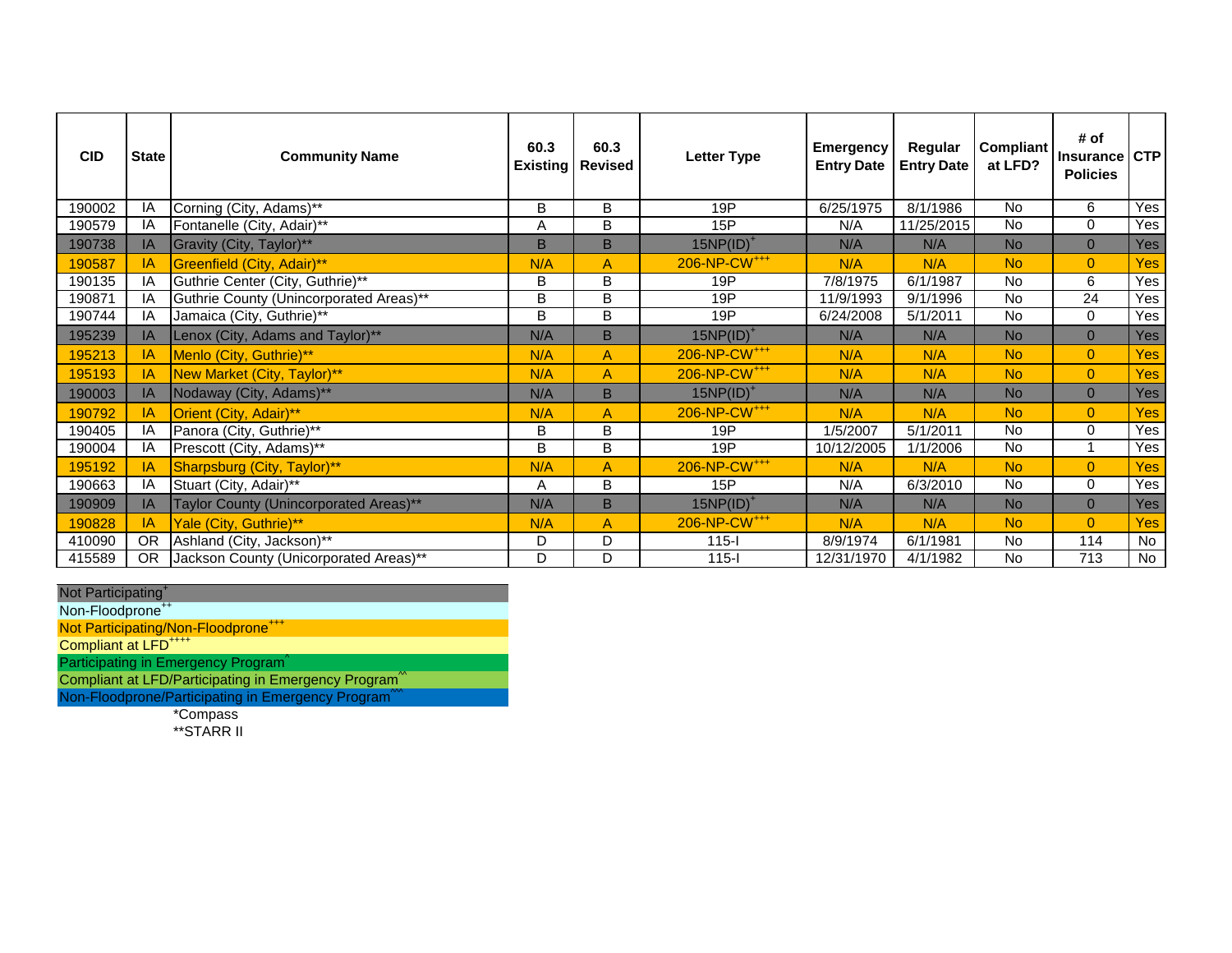| CID | State | Community Name | 60.3 Existing | 60.3 Revised | Letter Type | Emergency Entry Date | Regular Entry Date | Compliant at LFD? | # of Insurance Policies | CTP |
|---|---|---|---|---|---|---|---|---|---|---|
| 190002 | IA | Corning (City, Adams)** | B | B | 19P | 6/25/1975 | 8/1/1986 | No | 6 | Yes |
| 190579 | IA | Fontanelle (City, Adair)** | A | B | 15P | N/A | 11/25/2015 | No | 0 | Yes |
| 190738 | IA | Gravity (City, Taylor)** | B | B | 15NP(ID)+ | N/A | N/A | No | 0 | Yes |
| 190587 | IA | Greenfield (City, Adair)** | N/A | A | 206-NP-CW+++ | N/A | N/A | No | 0 | Yes |
| 190135 | IA | Guthrie Center (City, Guthrie)** | B | B | 19P | 7/8/1975 | 6/1/1987 | No | 6 | Yes |
| 190871 | IA | Guthrie County (Unincorporated Areas)** | B | B | 19P | 11/9/1993 | 9/1/1996 | No | 24 | Yes |
| 190744 | IA | Jamaica (City, Guthrie)** | B | B | 19P | 6/24/2008 | 5/1/2011 | No | 0 | Yes |
| 195239 | IA | Lenox (City, Adams and Taylor)** | N/A | B | 15NP(ID)+ | N/A | N/A | No | 0 | Yes |
| 195213 | IA | Menlo (City, Guthrie)** | N/A | A | 206-NP-CW+++ | N/A | N/A | No | 0 | Yes |
| 195193 | IA | New Market (City, Taylor)** | N/A | A | 206-NP-CW+++ | N/A | N/A | No | 0 | Yes |
| 190003 | IA | Nodaway (City, Adams)** | N/A | B | 15NP(ID)+ | N/A | N/A | No | 0 | Yes |
| 190792 | IA | Orient (City, Adair)** | N/A | A | 206-NP-CW+++ | N/A | N/A | No | 0 | Yes |
| 190405 | IA | Panora (City, Guthrie)** | B | B | 19P | 1/5/2007 | 5/1/2011 | No | 0 | Yes |
| 190004 | IA | Prescott (City, Adams)** | B | B | 19P | 10/12/2005 | 1/1/2006 | No | 1 | Yes |
| 195192 | IA | Sharpsburg (City, Taylor)** | N/A | A | 206-NP-CW+++ | N/A | N/A | No | 0 | Yes |
| 190663 | IA | Stuart (City, Adair)** | A | B | 15P | N/A | 6/3/2010 | No | 0 | Yes |
| 190909 | IA | Taylor County (Unincorporated Areas)** | N/A | B | 15NP(ID)+ | N/A | N/A | No | 0 | Yes |
| 190828 | IA | Yale (City, Guthrie)** | N/A | A | 206-NP-CW+++ | N/A | N/A | No | 0 | Yes |
| 410090 | OR | Ashland (City, Jackson)** | D | D | 115-I | 8/9/1974 | 6/1/1981 | No | 114 | No |
| 415589 | OR | Jackson County (Unicorporated Areas)** | D | D | 115-I | 12/31/1970 | 4/1/1982 | No | 713 | No |

Not Participating+
Non-Floodprone++
Not Participating/Non-Floodprone+++
Compliant at LFD++++
Participating in Emergency Program^
Compliant at LFD/Participating in Emergency Program^^
Non-Floodprone/Participating in Emergency Program^^^

*Compass
**STARR II